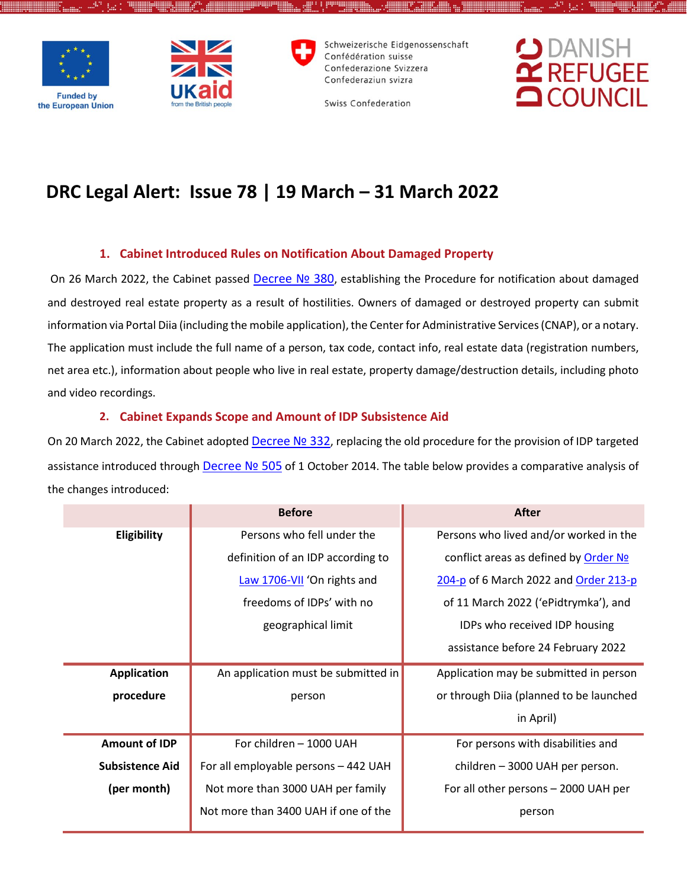# DRC Legal Alert: Issue 78 | 19 March – 31 March 2022

## 1. Cabinet Introduced Rules on Notification About Damaged Property

On 26 March 2022, the Cabinet passed Decree № 380, establishing the Procedure for notification about damaged and destroyed real estate property as a result of hostilities. Owners of damaged or destroyed property can submit information via Portal Diia (including the mobile application), the Center for Administrative Services (CNAP), or a notary. The application must include the full name of a person, tax code, contact info, real estate data (registration numbers, net area etc.), information about people who live in real estate, property damage/destruction details, including photo and video recordings.

## 2. Cabinet Expands Scope and Amount of IDP Subsistence Aid

On 20 March 2022, the Cabinet adopted Decree № 332, replacing the old procedure for the provision of IDP targeted assistance introduced through Decree № 505 of 1 October 2014. The table below provides a comparative analysis of the changes introduced:

| | Before | After |
|---|---|---|
| **Eligibility** | Persons who fell under the definition of an IDP according to Law 1706-VII 'On rights and freedoms of IDPs' with no geographical limit | Persons who lived and/or worked in the conflict areas as defined by Order № 204-p of 6 March 2022 and Order 213-p of 11 March 2022 ('ePidtrymka'), and IDPs who received IDP housing assistance before 24 February 2022 |
| **Application procedure** | An application must be submitted in person | Application may be submitted in person or through Diia (planned to be launched in April) |
| **Amount of IDP Subsistence Aid (per month)** | For children – 1000 UAH<br>For all employable persons – 442 UAH<br>Not more than 3000 UAH per family<br>Not more than 3400 UAH if one of the | For persons with disabilities and children – 3000 UAH per person.<br>For all other persons – 2000 UAH per person |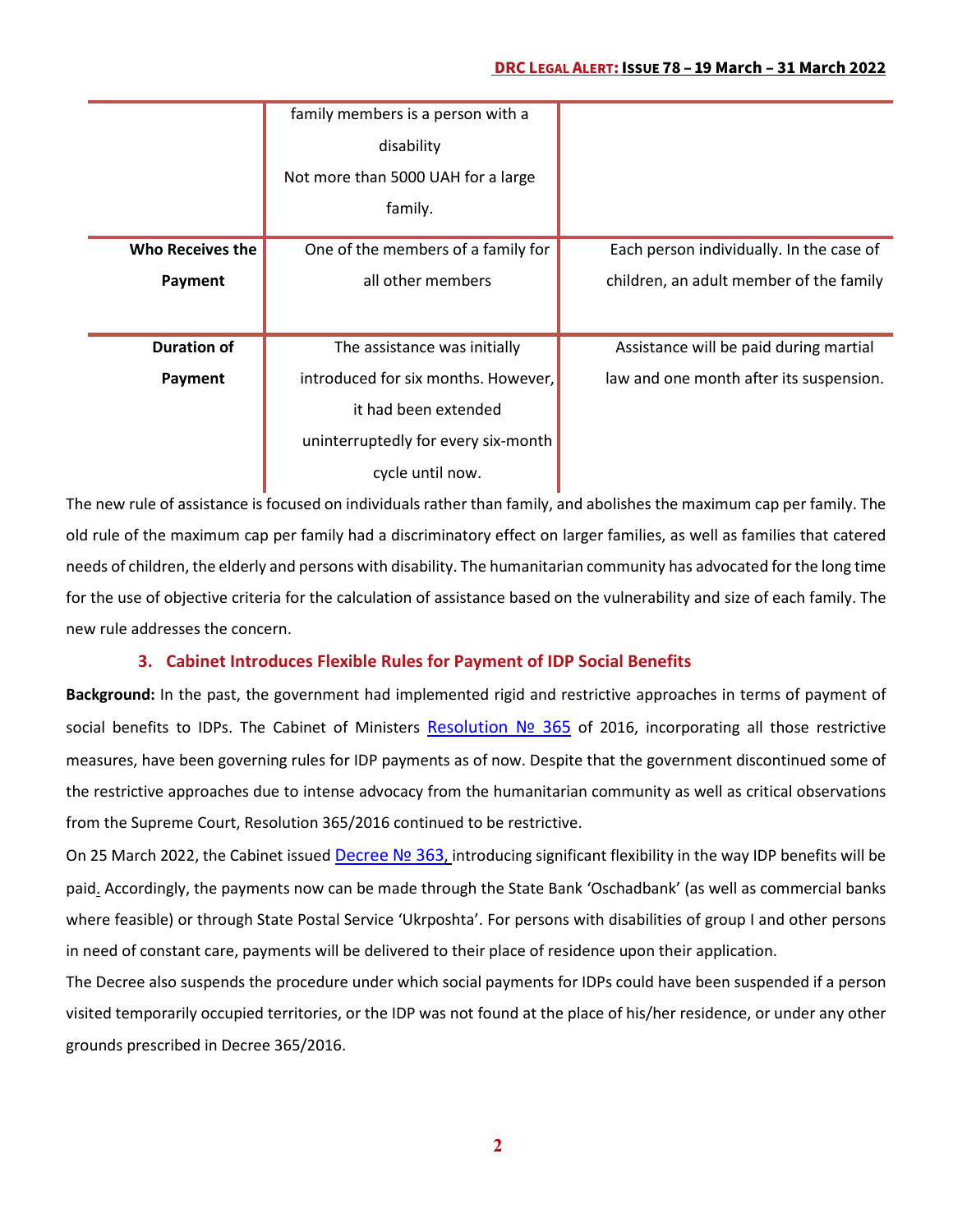| | | |
|---|---|---|
| | family members is a person with a disability Not more than 5000 UAH for a large family. | |
| **Who Receives the Payment** | One of the members of a family for all other members | Each person individually. In the case of children, an adult member of the family |
| **Duration of Payment** | The assistance was initially introduced for six months. However, it had been extended uninterruptedly for every six-month cycle until now. | Assistance will be paid during martial law and one month after its suspension. |

The new rule of assistance is focused on individuals rather than family, and abolishes the maximum cap per family. The old rule of the maximum cap per family had a discriminatory effect on larger families, as well as families that catered needs of children, the elderly and persons with disability. The humanitarian community has advocated for the long time for the use of objective criteria for the calculation of assistance based on the vulnerability and size of each family. The new rule addresses the concern.

### 3. Cabinet Introduces Flexible Rules for Payment of IDP Social Benefits

**Background:** In the past, the government had implemented rigid and restrictive approaches in terms of payment of social benefits to IDPs. The Cabinet of Ministers Resolution № 365 of 2016, incorporating all those restrictive measures, have been governing rules for IDP payments as of now. Despite that the government discontinued some of the restrictive approaches due to intense advocacy from the humanitarian community as well as critical observations from the Supreme Court, Resolution 365/2016 continued to be restrictive.

On 25 March 2022, the Cabinet issued Decree № 363, introducing significant flexibility in the way IDP benefits will be paid. Accordingly, the payments now can be made through the State Bank 'Oschadbank' (as well as commercial banks where feasible) or through State Postal Service 'Ukrposhta'. For persons with disabilities of group I and other persons in need of constant care, payments will be delivered to their place of residence upon their application.

The Decree also suspends the procedure under which social payments for IDPs could have been suspended if a person visited temporarily occupied territories, or the IDP was not found at the place of his/her residence, or under any other grounds prescribed in Decree 365/2016.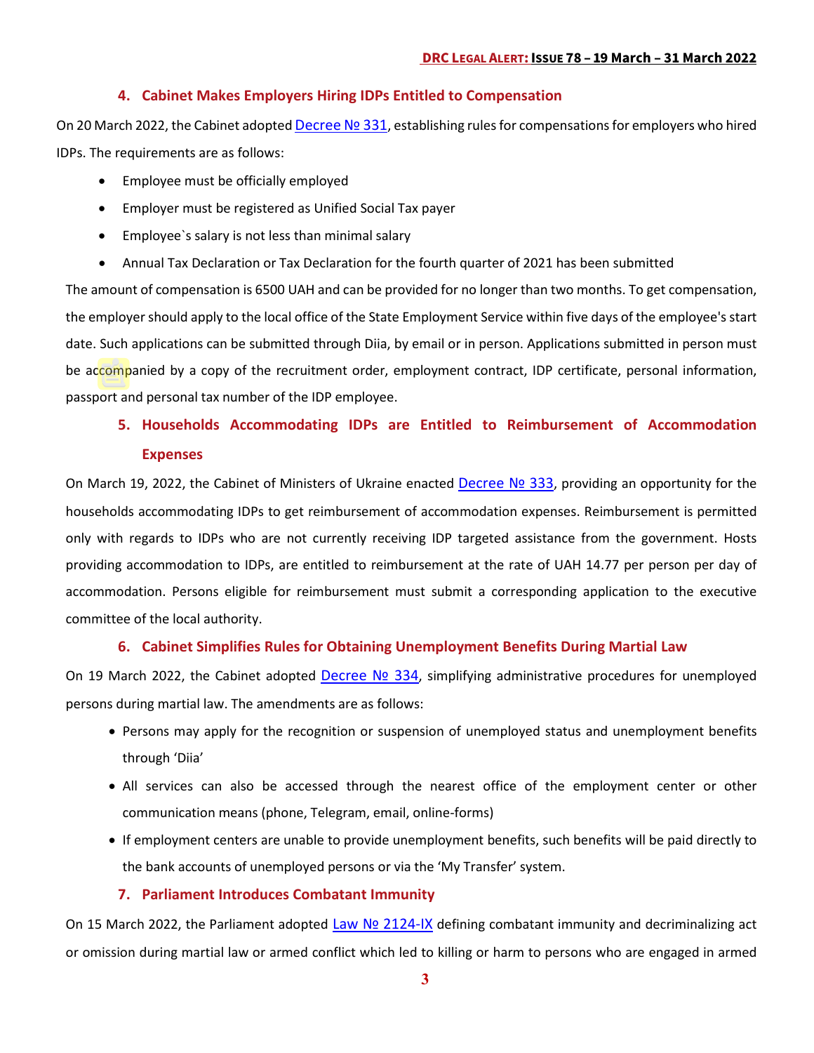## 4. Cabinet Makes Employers Hiring IDPs Entitled to Compensation

On 20 March 2022, the Cabinet adopted Decree № 331, establishing rules for compensations for employers who hired IDPs. The requirements are as follows:

- Employee must be officially employed
- Employer must be registered as Unified Social Tax payer
- Employee`s salary is not less than minimal salary
- Annual Tax Declaration or Tax Declaration for the fourth quarter of 2021 has been submitted

The amount of compensation is 6500 UAH and can be provided for no longer than two months. To get compensation, the employer should apply to the local office of the State Employment Service within five days of the employee's start date. Such applications can be submitted through Diia, by email or in person. Applications submitted in person must be accompanied by a copy of the recruitment order, employment contract, IDP certificate, personal information, passport and personal tax number of the IDP employee.

## 5. Households Accommodating IDPs are Entitled to Reimbursement of Accommodation Expenses

On March 19, 2022, the Cabinet of Ministers of Ukraine enacted Decree № 333, providing an opportunity for the households accommodating IDPs to get reimbursement of accommodation expenses. Reimbursement is permitted only with regards to IDPs who are not currently receiving IDP targeted assistance from the government. Hosts providing accommodation to IDPs, are entitled to reimbursement at the rate of UAH 14.77 per person per day of accommodation. Persons eligible for reimbursement must submit a corresponding application to the executive committee of the local authority.

## 6. Cabinet Simplifies Rules for Obtaining Unemployment Benefits During Martial Law

On 19 March 2022, the Cabinet adopted Decree № 334, simplifying administrative procedures for unemployed persons during martial law. The amendments are as follows:

- Persons may apply for the recognition or suspension of unemployed status and unemployment benefits through 'Diia'
- All services can also be accessed through the nearest office of the employment center or other communication means (phone, Telegram, email, online-forms)
- If employment centers are unable to provide unemployment benefits, such benefits will be paid directly to the bank accounts of unemployed persons or via the 'My Transfer' system.

## 7. Parliament Introduces Combatant Immunity

On 15 March 2022, the Parliament adopted Law № 2124-IX defining combatant immunity and decriminalizing act or omission during martial law or armed conflict which led to killing or harm to persons who are engaged in armed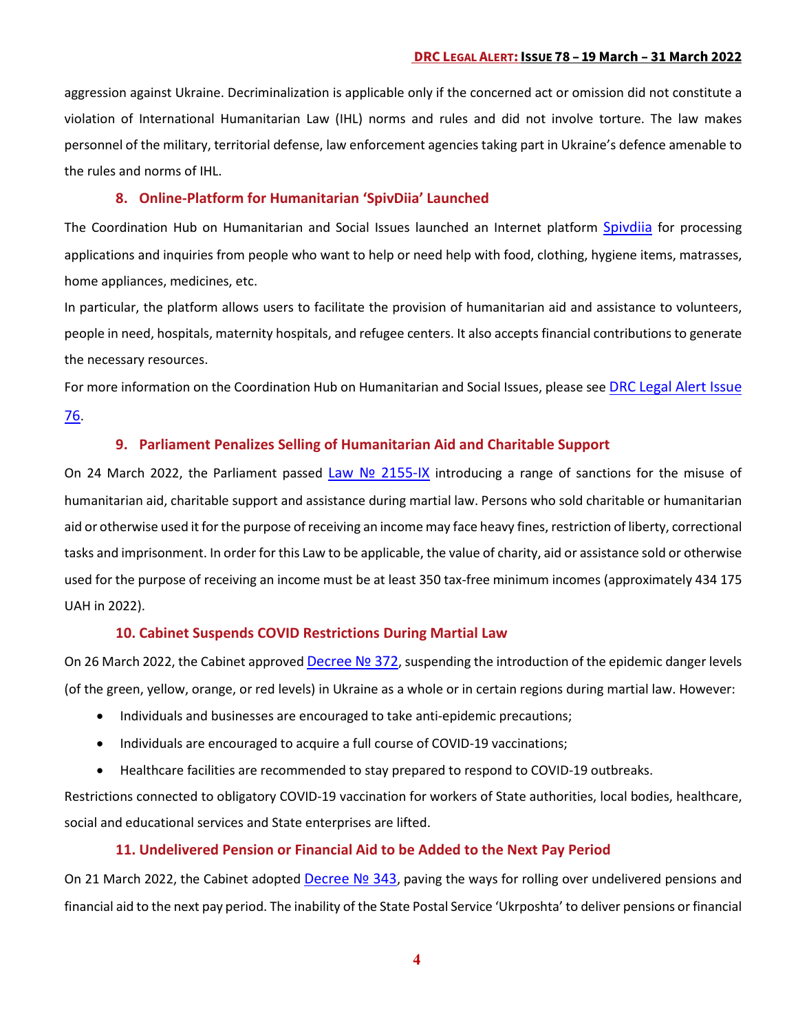aggression against Ukraine. Decriminalization is applicable only if the concerned act or omission did not constitute a violation of International Humanitarian Law (IHL) norms and rules and did not involve torture. The law makes personnel of the military, territorial defense, law enforcement agencies taking part in Ukraine's defence amenable to the rules and norms of IHL.

### 8. Online-Platform for Humanitarian 'SpivDiia' Launched

The Coordination Hub on Humanitarian and Social Issues launched an Internet platform Spivdiia for processing applications and inquiries from people who want to help or need help with food, clothing, hygiene items, matrasses, home appliances, medicines, etc.

In particular, the platform allows users to facilitate the provision of humanitarian aid and assistance to volunteers, people in need, hospitals, maternity hospitals, and refugee centers. It also accepts financial contributions to generate the necessary resources.

For more information on the Coordination Hub on Humanitarian and Social Issues, please see DRC Legal Alert Issue 76.

### 9. Parliament Penalizes Selling of Humanitarian Aid and Charitable Support

On 24 March 2022, the Parliament passed Law № 2155-IX introducing a range of sanctions for the misuse of humanitarian aid, charitable support and assistance during martial law. Persons who sold charitable or humanitarian aid or otherwise used it for the purpose of receiving an income may face heavy fines, restriction of liberty, correctional tasks and imprisonment. In order for this Law to be applicable, the value of charity, aid or assistance sold or otherwise used for the purpose of receiving an income must be at least 350 tax-free minimum incomes (approximately 434 175 UAH in 2022).

### 10. Cabinet Suspends COVID Restrictions During Martial Law

On 26 March 2022, the Cabinet approved Decree № 372, suspending the introduction of the epidemic danger levels (of the green, yellow, orange, or red levels) in Ukraine as a whole or in certain regions during martial law. However:

- Individuals and businesses are encouraged to take anti-epidemic precautions;
- Individuals are encouraged to acquire a full course of COVID-19 vaccinations;
- Healthcare facilities are recommended to stay prepared to respond to COVID-19 outbreaks.

Restrictions connected to obligatory COVID-19 vaccination for workers of State authorities, local bodies, healthcare, social and educational services and State enterprises are lifted.

### 11. Undelivered Pension or Financial Aid to be Added to the Next Pay Period

On 21 March 2022, the Cabinet adopted Decree № 343, paving the ways for rolling over undelivered pensions and financial aid to the next pay period. The inability of the State Postal Service 'Ukrposhta' to deliver pensions or financial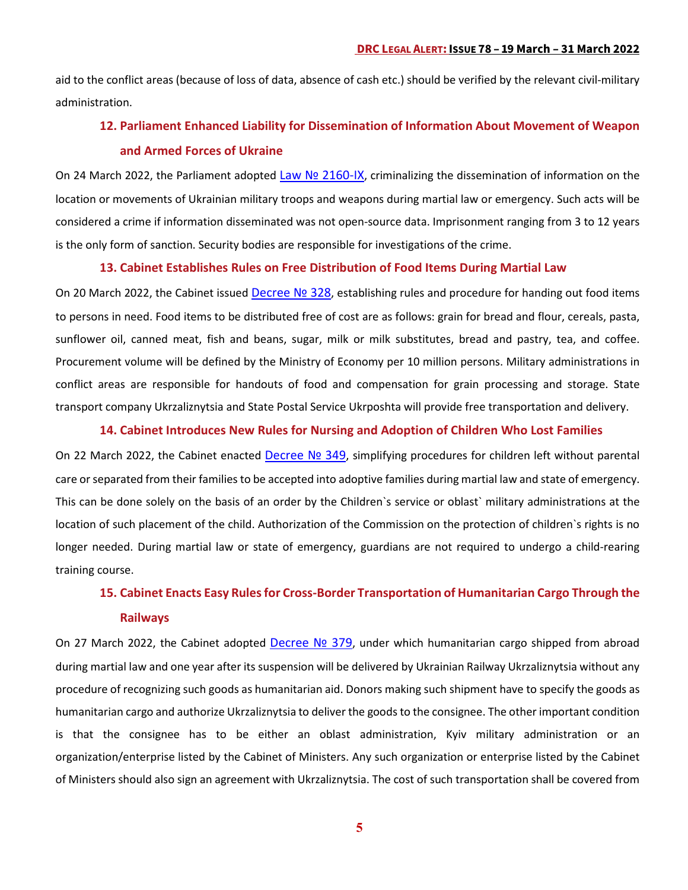aid to the conflict areas (because of loss of data, absence of cash etc.) should be verified by the relevant civil-military administration.

### 12. Parliament Enhanced Liability for Dissemination of Information About Movement of Weapon and Armed Forces of Ukraine

On 24 March 2022, the Parliament adopted Law № 2160-IX, criminalizing the dissemination of information on the location or movements of Ukrainian military troops and weapons during martial law or emergency. Such acts will be considered a crime if information disseminated was not open-source data. Imprisonment ranging from 3 to 12 years is the only form of sanction. Security bodies are responsible for investigations of the crime.

### 13. Cabinet Establishes Rules on Free Distribution of Food Items During Martial Law

On 20 March 2022, the Cabinet issued Decree № 328, establishing rules and procedure for handing out food items to persons in need. Food items to be distributed free of cost are as follows: grain for bread and flour, cereals, pasta, sunflower oil, canned meat, fish and beans, sugar, milk or milk substitutes, bread and pastry, tea, and coffee. Procurement volume will be defined by the Ministry of Economy per 10 million persons. Military administrations in conflict areas are responsible for handouts of food and compensation for grain processing and storage. State transport company Ukrzaliznytsia and State Postal Service Ukrposhta will provide free transportation and delivery.

### 14. Cabinet Introduces New Rules for Nursing and Adoption of Children Who Lost Families

On 22 March 2022, the Cabinet enacted Decree № 349, simplifying procedures for children left without parental care or separated from their families to be accepted into adoptive families during martial law and state of emergency. This can be done solely on the basis of an order by the Children`s service or oblast` military administrations at the location of such placement of the child. Authorization of the Commission on the protection of children`s rights is no longer needed. During martial law or state of emergency, guardians are not required to undergo a child-rearing training course.

### 15. Cabinet Enacts Easy Rules for Cross-Border Transportation of Humanitarian Cargo Through the Railways

On 27 March 2022, the Cabinet adopted Decree № 379, under which humanitarian cargo shipped from abroad during martial law and one year after its suspension will be delivered by Ukrainian Railway Ukrzaliznytsia without any procedure of recognizing such goods as humanitarian aid. Donors making such shipment have to specify the goods as humanitarian cargo and authorize Ukrzaliznytsia to deliver the goods to the consignee. The other important condition is that the consignee has to be either an oblast administration, Kyiv military administration or an organization/enterprise listed by the Cabinet of Ministers. Any such organization or enterprise listed by the Cabinet of Ministers should also sign an agreement with Ukrzaliznytsia. The cost of such transportation shall be covered from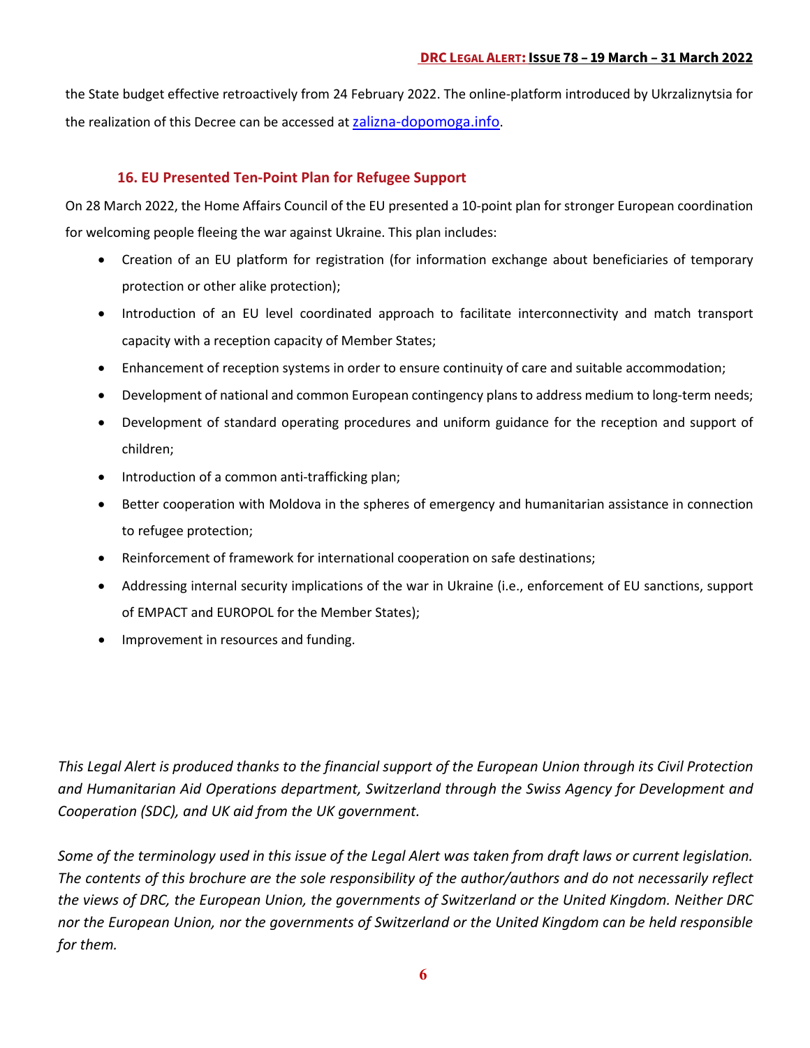the State budget effective retroactively from 24 February 2022. The online-platform introduced by Ukrzaliznytsia for the realization of this Decree can be accessed at zalizna-dopomoga.info.

### 16. EU Presented Ten-Point Plan for Refugee Support

On 28 March 2022, the Home Affairs Council of the EU presented a 10-point plan for stronger European coordination for welcoming people fleeing the war against Ukraine. This plan includes:

- Creation of an EU platform for registration (for information exchange about beneficiaries of temporary protection or other alike protection);
- Introduction of an EU level coordinated approach to facilitate interconnectivity and match transport capacity with a reception capacity of Member States;
- Enhancement of reception systems in order to ensure continuity of care and suitable accommodation;
- Development of national and common European contingency plans to address medium to long-term needs;
- Development of standard operating procedures and uniform guidance for the reception and support of children;
- Introduction of a common anti-trafficking plan;
- Better cooperation with Moldova in the spheres of emergency and humanitarian assistance in connection to refugee protection;
- Reinforcement of framework for international cooperation on safe destinations;
- Addressing internal security implications of the war in Ukraine (i.e., enforcement of EU sanctions, support of EMPACT and EUROPOL for the Member States);
- Improvement in resources and funding.

*This Legal Alert is produced thanks to the financial support of the European Union through its Civil Protection and Humanitarian Aid Operations department, Switzerland through the Swiss Agency for Development and Cooperation (SDC), and UK aid from the UK government.*

*Some of the terminology used in this issue of the Legal Alert was taken from draft laws or current legislation. The contents of this brochure are the sole responsibility of the author/authors and do not necessarily reflect the views of DRC, the European Union, the governments of Switzerland or the United Kingdom. Neither DRC nor the European Union, nor the governments of Switzerland or the United Kingdom can be held responsible for them.*